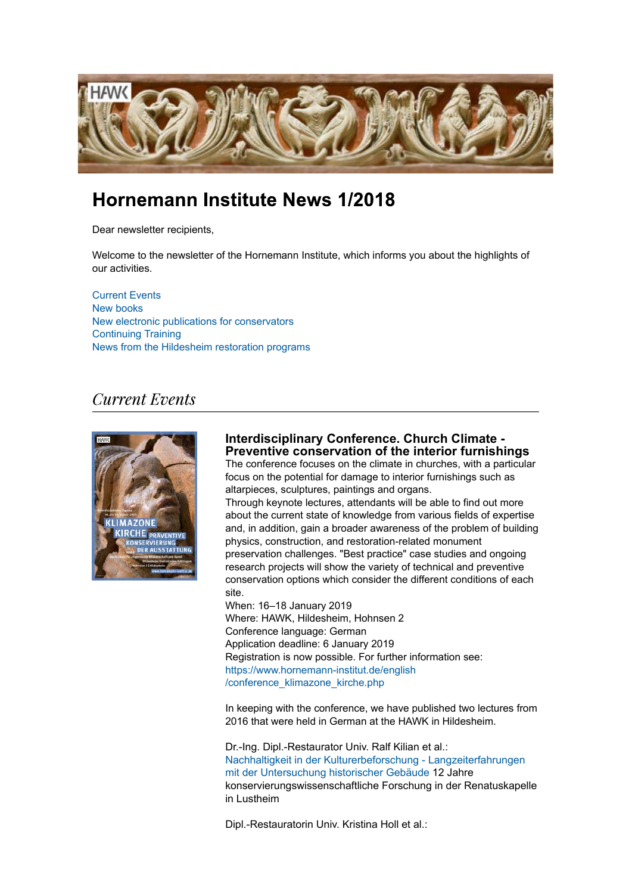# Hornemann Institute News 1/2018

Dear newsletter recipients,

Welcome to the newsletter of the Hornemann Institute, which informs you about the highlights of our activities.

Current Events
New books
New electronic publications for conservators
Continuing Training
News from the Hildesheim restoration programs

## *Current Events*

### Interdisciplinary Conference. Church Climate - Preventive conservation of the interior furnishings

The conference focuses on the climate in churches, with a particular focus on the potential for damage to interior furnishings such as altarpieces, sculptures, paintings and organs.
Through keynote lectures, attendants will be able to find out more about the current state of knowledge from various fields of expertise and, in addition, gain a broader awareness of the problem of building physics, construction, and restoration-related monument preservation challenges. "Best practice" case studies and ongoing research projects will show the variety of technical and preventive conservation options which consider the different conditions of each site.
When: 16–18 January 2019
Where: HAWK, Hildesheim, Hohnsen 2
Conference language: German
Application deadline: 6 January 2019
Registration is now possible. For further information see:
https://www.hornemann-institut.de/english/conference_klimazone_kirche.php

In keeping with the conference, we have published two lectures from 2016 that were held in German at the HAWK in Hildesheim.

Dr.-Ing. Dipl.-Restaurator Univ. Ralf Kilian et al.:
Nachhaltigkeit in der Kulturerbeforschung - Langzeiterfahrungen mit der Untersuchung historischer Gebäude 12 Jahre konservierungswissenschaftliche Forschung in der Renatuskapelle in Lustheim

Dipl.-Restauratorin Univ. Kristina Holl et al.: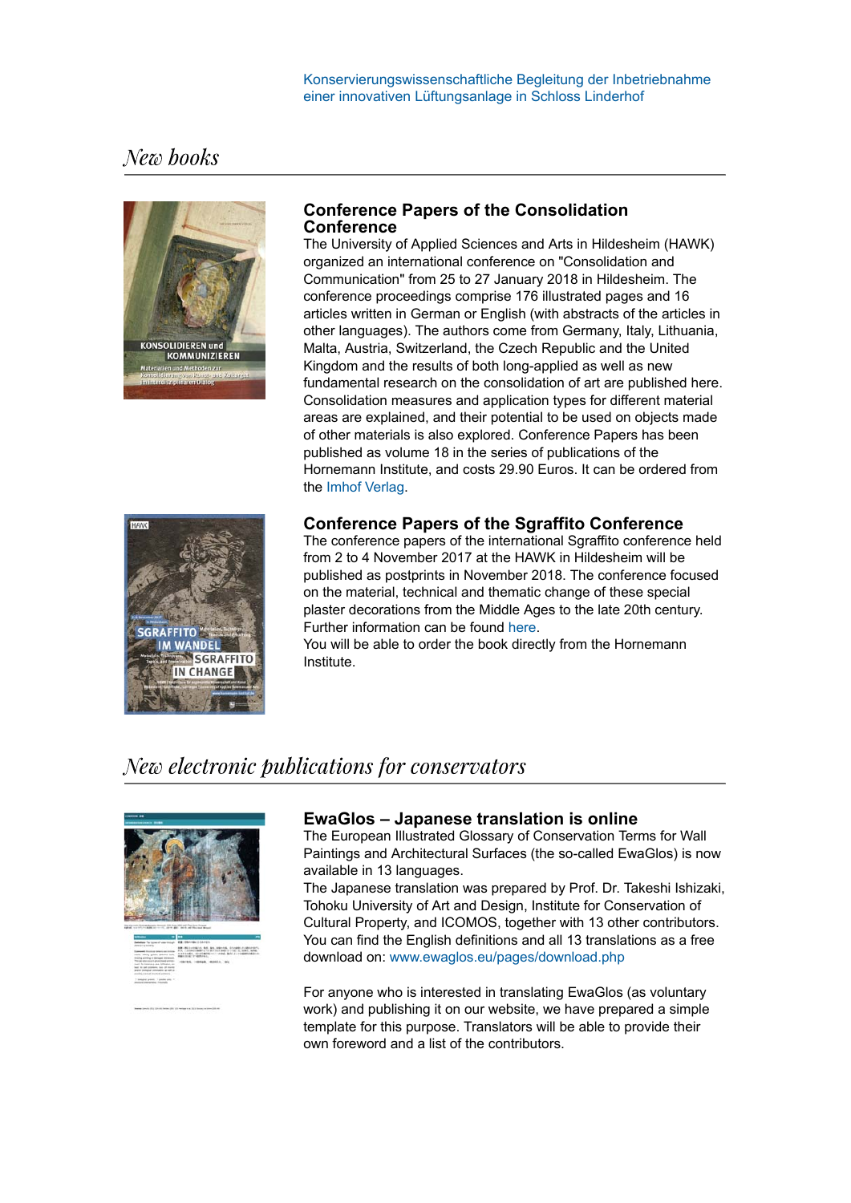Konservierungswissenschaftliche Begleitung der Inbetriebnahme einer innovativen Lüftungsanlage in Schloss Linderhof

## *New books*

### Conference Papers of the Consolidation Conference

The University of Applied Sciences and Arts in Hildesheim (HAWK) organized an international conference on "Consolidation and Communication" from 25 to 27 January 2018 in Hildesheim. The conference proceedings comprise 176 illustrated pages and 16 articles written in German or English (with abstracts of the articles in other languages). The authors come from Germany, Italy, Lithuania, Malta, Austria, Switzerland, the Czech Republic and the United Kingdom and the results of both long-applied as well as new fundamental research on the consolidation of art are published here. Consolidation measures and application types for different material areas are explained, and their potential to be used on objects made of other materials is also explored. Conference Papers has been published as volume 18 in the series of publications of the Hornemann Institute, and costs 29.90 Euros. It can be ordered from the Imhof Verlag.

### Conference Papers of the Sgraffito Conference

The conference papers of the international Sgraffito conference held from 2 to 4 November 2017 at the HAWK in Hildesheim will be published as postprints in November 2018. The conference focused on the material, technical and thematic change of these special plaster decorations from the Middle Ages to the late 20th century. Further information can be found here.
You will be able to order the book directly from the Hornemann Institute.

## *New electronic publications for conservators*

### EwaGlos – Japanese translation is online

The European Illustrated Glossary of Conservation Terms for Wall Paintings and Architectural Surfaces (the so-called EwaGlos) is now available in 13 languages.
The Japanese translation was prepared by Prof. Dr. Takeshi Ishizaki, Tohoku University of Art and Design, Institute for Conservation of Cultural Property, and ICOMOS, together with 13 other contributors. You can find the English definitions and all 13 translations as a free download on: www.ewaglos.eu/pages/download.php

For anyone who is interested in translating EwaGlos (as voluntary work) and publishing it on our website, we have prepared a simple template for this purpose. Translators will be able to provide their own foreword and a list of the contributors.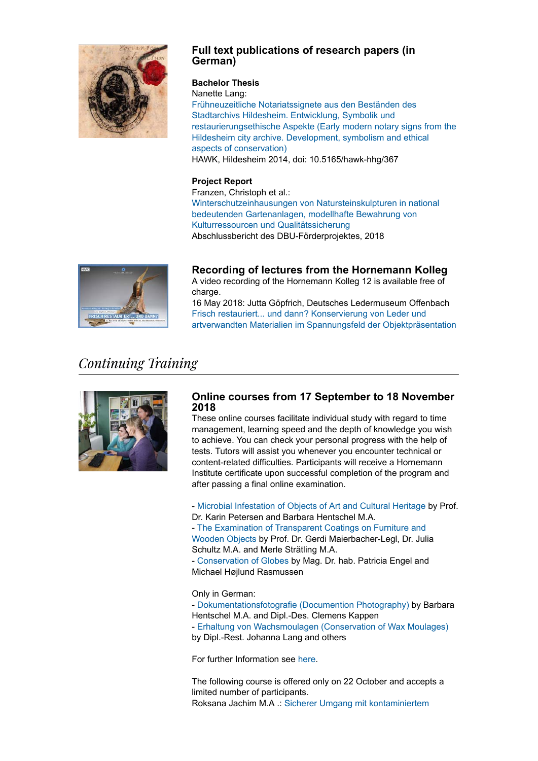### Full text publications of research papers (in German)

**Bachelor Thesis**
Nanette Lang:
Frühneuzeitliche Notariatssignete aus den Beständen des Stadtarchivs Hildesheim. Entwicklung, Symbolik und restaurierungsethische Aspekte (Early modern notary signs from the Hildesheim city archive. Development, symbolism and ethical aspects of conservation)
HAWK, Hildesheim 2014, doi: 10.5165/hawk-hhg/367

**Project Report**
Franzen, Christoph et al.:
Winterschutzeinhausungen von Natursteinskulpturen in national bedeutenden Gartenanlagen, modellhafte Bewahrung von Kulturressourcen und Qualitätssicherung
Abschlussbericht des DBU-Förderprojektes, 2018

### Recording of lectures from the Hornemann Kolleg

A video recording of the Hornemann Kolleg 12 is available free of charge.
16 May 2018: Jutta Göpfrich, Deutsches Ledermuseum Offenbach
Frisch restauriert... und dann? Konservierung von Leder und artverwandten Materialien im Spannungsfeld der Objektpräsentation

## *Continuing Training*

### Online courses from 17 September to 18 November 2018

These online courses facilitate individual study with regard to time management, learning speed and the depth of knowledge you wish to achieve. You can check your personal progress with the help of tests. Tutors will assist you whenever you encounter technical or content-related difficulties. Participants will receive a Hornemann Institute certificate upon successful completion of the program and after passing a final online examination.

- Microbial Infestation of Objects of Art and Cultural Heritage by Prof. Dr. Karin Petersen and Barbara Hentschel M.A.
- The Examination of Transparent Coatings on Furniture and Wooden Objects by Prof. Dr. Gerdi Maierbacher-Legl, Dr. Julia Schultz M.A. and Merle Strätling M.A.
- Conservation of Globes by Mag. Dr. hab. Patricia Engel and Michael Højlund Rasmussen

Only in German:
- Dokumentationsfotografie (Documention Photography) by Barbara Hentschel M.A. and Dipl.-Des. Clemens Kappen
- Erhaltung von Wachsmoulagen (Conservation of Wax Moulages) by Dipl.-Rest. Johanna Lang and others

For further Information see here.

The following course is offered only on 22 October and accepts a limited number of participants.
Roksana Jachim M.A .: Sicherer Umgang mit kontaminiertem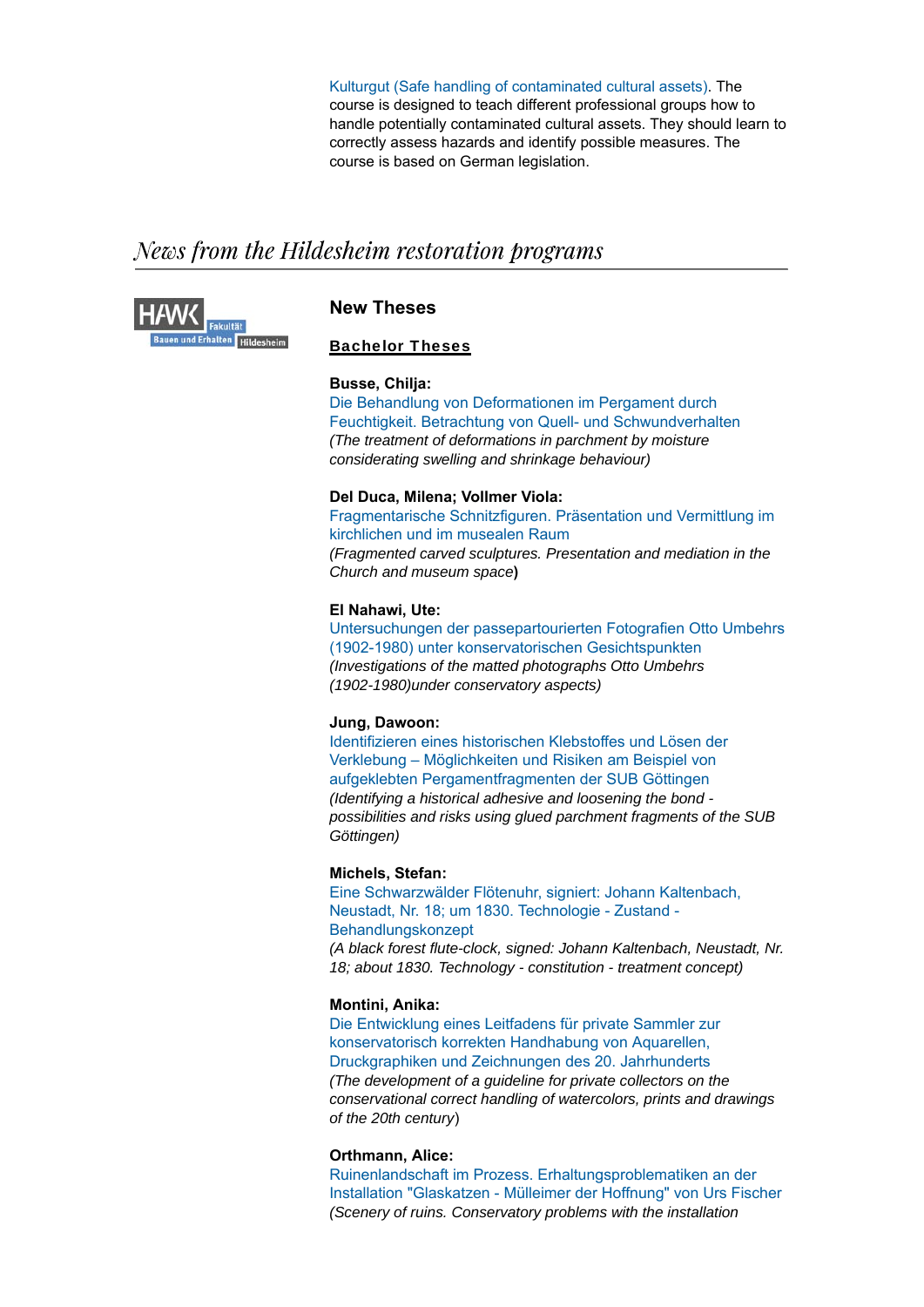Kulturgut (Safe handling of contaminated cultural assets). The course is designed to teach different professional groups how to handle potentially contaminated cultural assets. They should learn to correctly assess hazards and identify possible measures. The course is based on German legislation.

## *News from the Hildesheim restoration programs*

HAWK Fakultät Bauen und Erhalten Hildesheim

### New Theses

**Bachelor Theses**

**Busse, Chilja:**
Die Behandlung von Deformationen im Pergament durch Feuchtigkeit. Betrachtung von Quell- und Schwundverhalten
*(The treatment of deformations in parchment by moisture considerating swelling and shrinkage behaviour)*

**Del Duca, Milena; Vollmer Viola:**
Fragmentarische Schnitzfiguren. Präsentation und Vermittlung im kirchlichen und im musealen Raum
*(Fragmented carved sculptures. Presentation and mediation in the Church and museum space***)**

**El Nahawi, Ute:**
Untersuchungen der passepartourierten Fotografien Otto Umbehrs (1902-1980) unter konservatorischen Gesichtspunkten
*(Investigations of the matted photographs Otto Umbehrs (1902-1980)under conservatory aspects)*

**Jung, Dawoon:**
Identifizieren eines historischen Klebstoffes und Lösen der Verklebung – Möglichkeiten und Risiken am Beispiel von aufgeklebten Pergamentfragmenten der SUB Göttingen
*(Identifying a historical adhesive and loosening the bond - possibilities and risks using glued parchment fragments of the SUB Göttingen)*

**Michels, Stefan:**
Eine Schwarzwälder Flötenuhr, signiert: Johann Kaltenbach, Neustadt, Nr. 18; um 1830. Technologie - Zustand - Behandlungskonzept
*(A black forest flute-clock, signed: Johann Kaltenbach, Neustadt, Nr. 18; about 1830. Technology - constitution - treatment concept)*

**Montini, Anika:**
Die Entwicklung eines Leitfadens für private Sammler zur konservatorisch korrekten Handhabung von Aquarellen, Druckgraphiken und Zeichnungen des 20. Jahrhunderts
*(The development of a guideline for private collectors on the conservational correct handling of watercolors, prints and drawings of the 20th century*)

**Orthmann, Alice:**
Ruinenlandschaft im Prozess. Erhaltungsproblematiken an der Installation "Glaskatzen - Mülleimer der Hoffnung" von Urs Fischer
*(Scenery of ruins. Conservatory problems with the installation*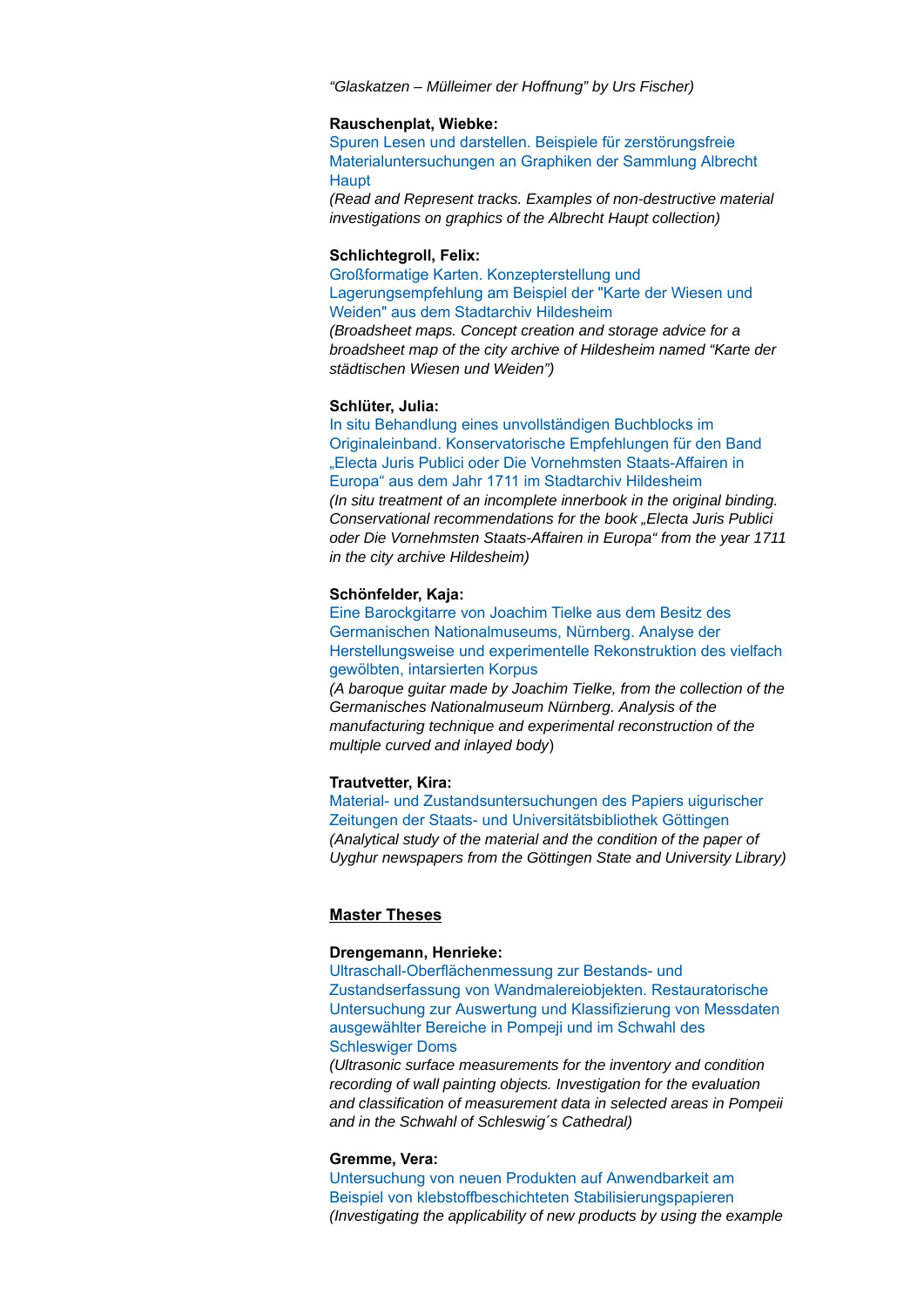*"Glaskatzen – Mülleimer der Hoffnung" by Urs Fischer)*

**Rauschenplat, Wiebke:**
Spuren Lesen und darstellen. Beispiele für zerstörungsfreie Materialuntersuchungen an Graphiken der Sammlung Albrecht Haupt
*(Read and Represent tracks. Examples of non-destructive material investigations on graphics of the Albrecht Haupt collection)*

**Schlichtegroll, Felix:**
Großformatige Karten. Konzepterstellung und Lagerungsempfehlung am Beispiel der "Karte der Wiesen und Weiden" aus dem Stadtarchiv Hildesheim
*(Broadsheet maps. Concept creation and storage advice for a broadsheet map of the city archive of Hildesheim named "Karte der städtischen Wiesen und Weiden")*

**Schlüter, Julia:**
In situ Behandlung eines unvollständigen Buchblocks im Originaleinband. Konservatorische Empfehlungen für den Band „Electa Juris Publici oder Die Vornehmsten Staats-Affairen in Europa" aus dem Jahr 1711 im Stadtarchiv Hildesheim
*(In situ treatment of an incomplete innerbook in the original binding. Conservational recommendations for the book „Electa Juris Publici oder Die Vornehmsten Staats-Affairen in Europa" from the year 1711 in the city archive Hildesheim)*

**Schönfelder, Kaja:**
Eine Barockgitarre von Joachim Tielke aus dem Besitz des Germanischen Nationalmuseums, Nürnberg. Analyse der Herstellungsweise und experimentelle Rekonstruktion des vielfach gewölbten, intarsierten Korpus
*(A baroque guitar made by Joachim Tielke, from the collection of the Germanisches Nationalmuseum Nürnberg. Analysis of the manufacturing technique and experimental reconstruction of the multiple curved and inlayed body)*

**Trautvetter, Kira:**
Material- und Zustandsuntersuchungen des Papiers uigurischer Zeitungen der Staats- und Universitätsbibliothek Göttingen
*(Analytical study of the material and the condition of the paper of Uyghur newspapers from the Göttingen State and University Library)*

## Master Theses

**Drengemann, Henrieke:**
Ultraschall-Oberflächenmessung zur Bestands- und Zustandserfassung von Wandmalereiobjekten. Restauratorische Untersuchung zur Auswertung und Klassifizierung von Messdaten ausgewählter Bereiche in Pompeji und im Schwahl des Schleswiger Doms
*(Ultrasonic surface measurements for the inventory and condition recording of wall painting objects. Investigation for the evaluation and classification of measurement data in selected areas in Pompeii and in the Schwahl of Schleswig´s Cathedral)*

**Gremme, Vera:**
Untersuchung von neuen Produkten auf Anwendbarkeit am Beispiel von klebstoffbeschichteten Stabilisierungspapieren
*(Investigating the applicability of new products by using the example*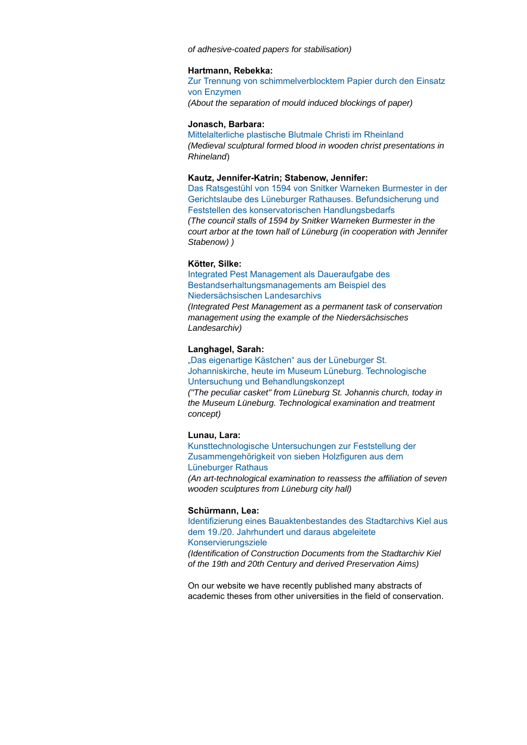*of adhesive-coated papers for stabilisation)*

**Hartmann, Rebekka:**
Zur Trennung von schimmelverblocktem Papier durch den Einsatz von Enzymen
*(About the separation of mould induced blockings of paper)*

**Jonasch, Barbara:**
Mittelalterliche plastische Blutmale Christi im Rheinland
*(Medieval sculptural formed blood in wooden christ presentations in Rhineland)*

**Kautz, Jennifer-Katrin; Stabenow, Jennifer:**
Das Ratsgestühl von 1594 von Snitker Warneken Burmester in der Gerichtslaube des Lüneburger Rathauses. Befundsicherung und Feststellen des konservatorischen Handlungsbedarfs
*(The council stalls of 1594 by Snitker Warneken Burmester in the court arbor at the town hall of Lüneburg (in cooperation with Jennifer Stabenow) )*

**Kötter, Silke:**
Integrated Pest Management als Daueraufgabe des Bestandserhaltungsmanagements am Beispiel des Niedersächsischen Landesarchivs
*(Integrated Pest Management as a permanent task of conservation management using the example of the Niedersächsisches Landesarchiv)*

**Langhagel, Sarah:**
„Das eigenartige Kästchen“ aus der Lüneburger St. Johanniskirche, heute im Museum Lüneburg. Technologische Untersuchung und Behandlungskonzept
*("The peculiar casket" from Lüneburg St. Johannis church, today in the Museum Lüneburg. Technological examination and treatment concept)*

**Lunau, Lara:**
Kunsttechnologische Untersuchungen zur Feststellung der Zusammengehörigkeit von sieben Holzfiguren aus dem Lüneburger Rathaus
*(An art-technological examination to reassess the affiliation of seven wooden sculptures from Lüneburg city hall)*

**Schürmann, Lea:**
Identifizierung eines Bauaktenbestandes des Stadtarchivs Kiel aus dem 19./20. Jahrhundert und daraus abgeleitete Konservierungsziele
*(Identification of Construction Documents from the Stadtarchiv Kiel of the 19th and 20th Century and derived Preservation Aims)*

On our website we have recently published many abstracts of academic theses from other universities in the field of conservation.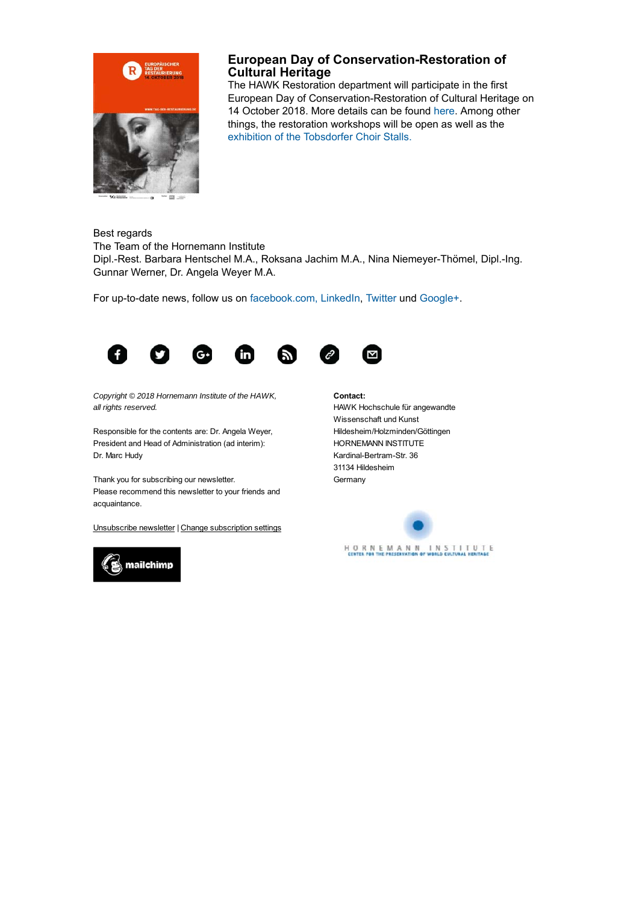## European Day of Conservation-Restoration of Cultural Heritage

The HAWK Restoration department will participate in the first European Day of Conservation-Restoration of Cultural Heritage on 14 October 2018. More details can be found here. Among other things, the restoration workshops will be open as well as the exhibition of the Tobsdorfer Choir Stalls.

Best regards
The Team of the Hornemann Institute
Dipl.-Rest. Barbara Hentschel M.A., Roksana Jachim M.A., Nina Niemeyer-Thömel, Dipl.-Ing. Gunnar Werner, Dr. Angela Weyer M.A.

For up-to-date news, follow us on facebook.com, LinkedIn, Twitter und Google+.

*Copyright © 2018 Hornemann Institute of the HAWK, all rights reserved.*

Responsible for the contents are: Dr. Angela Weyer, President and Head of Administration (ad interim): Dr. Marc Hudy

Thank you for subscribing our newsletter.
Please recommend this newsletter to your friends and acquaintance.

Unsubscribe newsletter | Change subscription settings

**Contact:**
HAWK Hochschule für angewandte Wissenschaft und Kunst
Hildesheim/Holzminden/Göttingen
HORNEMANN INSTITUTE
Kardinal-Bertram-Str. 36
31134 Hildesheim
Germany

HORNEMANN INSTITUTE
CENTER FOR THE PRESERVATION OF WORLD CULTURAL HERITAGE